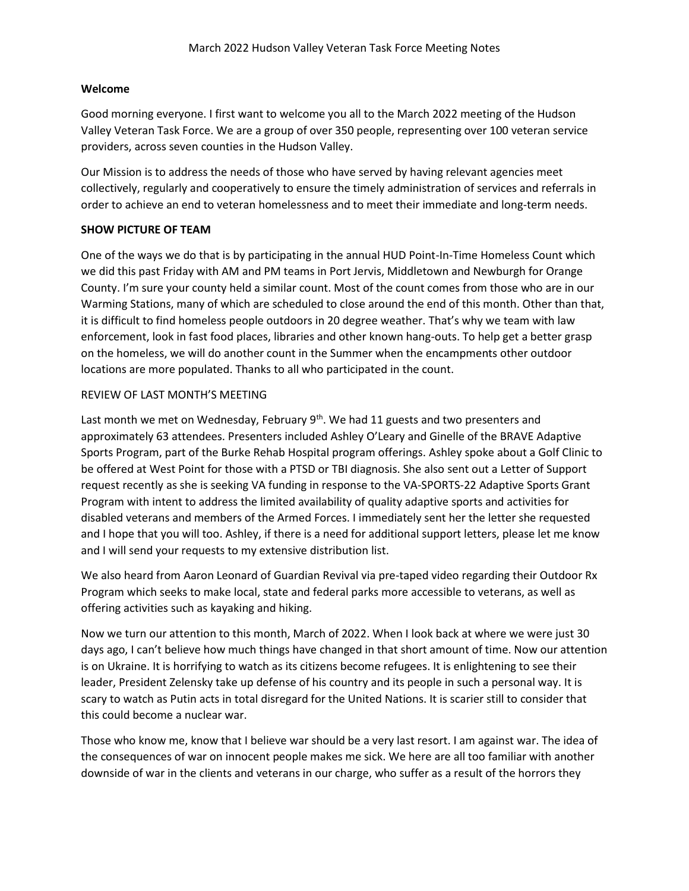# March 2022 Hudson Valley Veteran Task Force Meeting Notes

**Welcome**

Good morning everyone. I first want to welcome you all to the March 2022 meeting of the Hudson Valley Veteran Task Force. We are a group of over 350 people, representing over 100 veteran service providers, across seven counties in the Hudson Valley.

Our Mission is to address the needs of those who have served by having relevant agencies meet collectively, regularly and cooperatively to ensure the timely administration of services and referrals in order to achieve an end to veteran homelessness and to meet their immediate and long-term needs.

**SHOW PICTURE OF TEAM**

One of the ways we do that is by participating in the annual HUD Point-In-Time Homeless Count which we did this past Friday with AM and PM teams in Port Jervis, Middletown and Newburgh for Orange County. I'm sure your county held a similar count. Most of the count comes from those who are in our Warming Stations, many of which are scheduled to close around the end of this month. Other than that, it is difficult to find homeless people outdoors in 20 degree weather. That's why we team with law enforcement, look in fast food places, libraries and other known hang-outs. To help get a better grasp on the homeless, we will do another count in the Summer when the encampments other outdoor locations are more populated. Thanks to all who participated in the count.

REVIEW OF LAST MONTH'S MEETING

Last month we met on Wednesday, February 9th. We had 11 guests and two presenters and approximately 63 attendees. Presenters included Ashley O'Leary and Ginelle of the BRAVE Adaptive Sports Program, part of the Burke Rehab Hospital program offerings. Ashley spoke about a Golf Clinic to be offered at West Point for those with a PTSD or TBI diagnosis. She also sent out a Letter of Support request recently as she is seeking VA funding in response to the VA-SPORTS-22 Adaptive Sports Grant Program with intent to address the limited availability of quality adaptive sports and activities for disabled veterans and members of the Armed Forces. I immediately sent her the letter she requested and I hope that you will too. Ashley, if there is a need for additional support letters, please let me know and I will send your requests to my extensive distribution list.

We also heard from Aaron Leonard of Guardian Revival via pre-taped video regarding their Outdoor Rx Program which seeks to make local, state and federal parks more accessible to veterans, as well as offering activities such as kayaking and hiking.

Now we turn our attention to this month, March of 2022. When I look back at where we were just 30 days ago, I can't believe how much things have changed in that short amount of time. Now our attention is on Ukraine. It is horrifying to watch as its citizens become refugees. It is enlightening to see their leader, President Zelensky take up defense of his country and its people in such a personal way. It is scary to watch as Putin acts in total disregard for the United Nations. It is scarier still to consider that this could become a nuclear war.

Those who know me, know that I believe war should be a very last resort. I am against war. The idea of the consequences of war on innocent people makes me sick. We here are all too familiar with another downside of war in the clients and veterans in our charge, who suffer as a result of the horrors they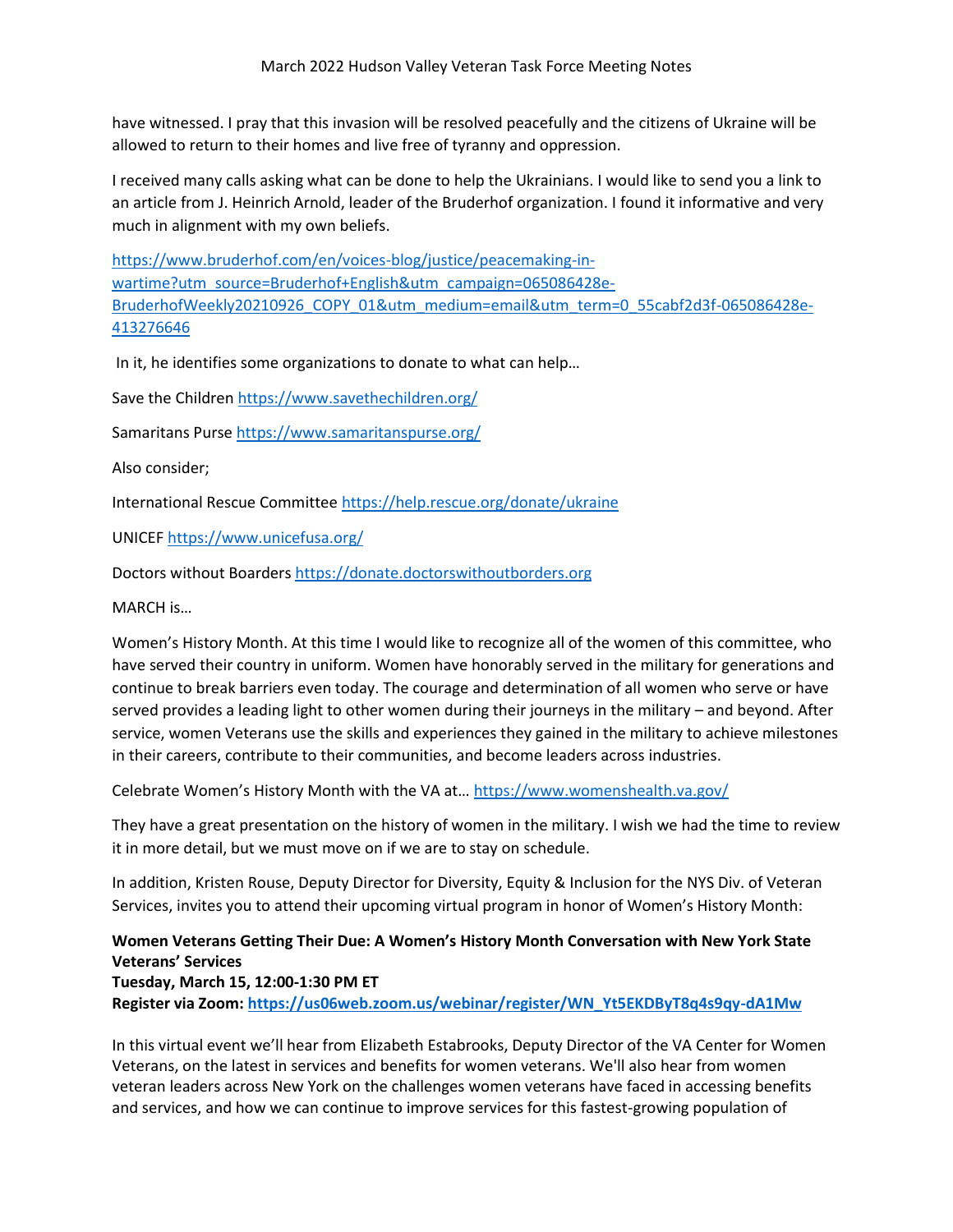have witnessed. I pray that this invasion will be resolved peacefully and the citizens of Ukraine will be allowed to return to their homes and live free of tyranny and oppression.

I received many calls asking what can be done to help the Ukrainians. I would like to send you a link to an article from J. Heinrich Arnold, leader of the Bruderhof organization. I found it informative and very much in alignment with my own beliefs.

https://www.bruderhof.com/en/voices-blog/justice/peacemaking-in-wartime?utm_source=Bruderhof+English&utm_campaign=065086428e-BruderhofWeekly20210926_COPY_01&utm_medium=email&utm_term=0_55cabf2d3f-065086428e-413276646

In it, he identifies some organizations to donate to what can help…

Save the Children https://www.savethechildren.org/

Samaritans Purse https://www.samaritanspurse.org/

Also consider;

International Rescue Committee https://help.rescue.org/donate/ukraine

UNICEF https://www.unicefusa.org/

Doctors without Boarders https://donate.doctorswithoutborders.org

MARCH is…

Women's History Month. At this time I would like to recognize all of the women of this committee, who have served their country in uniform. Women have honorably served in the military for generations and continue to break barriers even today. The courage and determination of all women who serve or have served provides a leading light to other women during their journeys in the military – and beyond. After service, women Veterans use the skills and experiences they gained in the military to achieve milestones in their careers, contribute to their communities, and become leaders across industries.

Celebrate Women's History Month with the VA at… https://www.womenshealth.va.gov/

They have a great presentation on the history of women in the military. I wish we had the time to review it in more detail, but we must move on if we are to stay on schedule.

In addition, Kristen Rouse, Deputy Director for Diversity, Equity & Inclusion for the NYS Div. of Veteran Services, invites you to attend their upcoming virtual program in honor of Women's History Month:

**Women Veterans Getting Their Due: A Women's History Month Conversation with New York State Veterans' Services**
**Tuesday, March 15, 12:00-1:30 PM ET**
**Register via Zoom: https://us06web.zoom.us/webinar/register/WN_Yt5EKDByT8q4s9qy-dA1Mw**

In this virtual event we'll hear from Elizabeth Estabrooks, Deputy Director of the VA Center for Women Veterans, on the latest in services and benefits for women veterans. We'll also hear from women veteran leaders across New York on the challenges women veterans have faced in accessing benefits and services, and how we can continue to improve services for this fastest-growing population of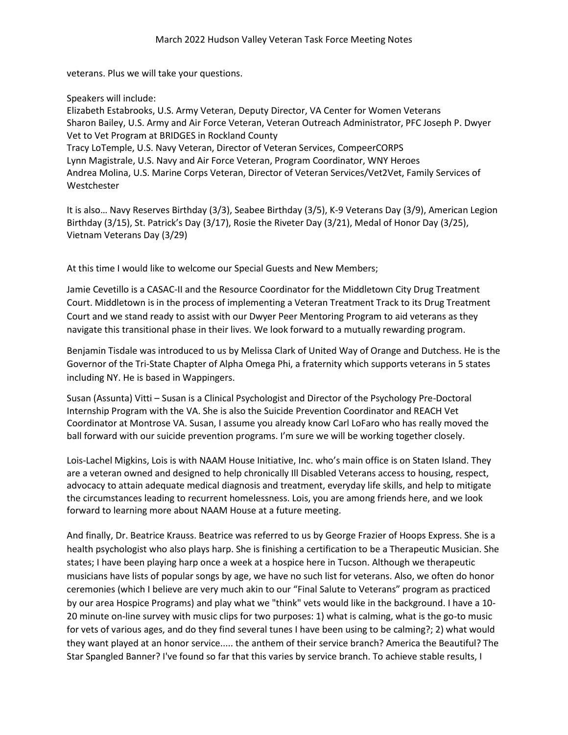veterans. Plus we will take your questions.

Speakers will include:
Elizabeth Estabrooks, U.S. Army Veteran, Deputy Director, VA Center for Women Veterans
Sharon Bailey, U.S. Army and Air Force Veteran, Veteran Outreach Administrator, PFC Joseph P. Dwyer Vet to Vet Program at BRIDGES in Rockland County
Tracy LoTemple, U.S. Navy Veteran, Director of Veteran Services, CompeerCORPS
Lynn Magistrale, U.S. Navy and Air Force Veteran, Program Coordinator, WNY Heroes
Andrea Molina, U.S. Marine Corps Veteran, Director of Veteran Services/Vet2Vet, Family Services of Westchester

It is also… Navy Reserves Birthday (3/3), Seabee Birthday (3/5), K-9 Veterans Day (3/9), American Legion Birthday (3/15), St. Patrick's Day (3/17), Rosie the Riveter Day (3/21), Medal of Honor Day (3/25), Vietnam Veterans Day (3/29)

At this time I would like to welcome our Special Guests and New Members;

Jamie Cevetillo is a CASAC-II and the Resource Coordinator for the Middletown City Drug Treatment Court. Middletown is in the process of implementing a Veteran Treatment Track to its Drug Treatment Court and we stand ready to assist with our Dwyer Peer Mentoring Program to aid veterans as they navigate this transitional phase in their lives. We look forward to a mutually rewarding program.

Benjamin Tisdale was introduced to us by Melissa Clark of United Way of Orange and Dutchess. He is the Governor of the Tri-State Chapter of Alpha Omega Phi, a fraternity which supports veterans in 5 states including NY. He is based in Wappingers.

Susan (Assunta) Vitti – Susan is a Clinical Psychologist and Director of the Psychology Pre-Doctoral Internship Program with the VA. She is also the Suicide Prevention Coordinator and REACH Vet Coordinator at Montrose VA. Susan, I assume you already know Carl LoFaro who has really moved the ball forward with our suicide prevention programs. I'm sure we will be working together closely.

Lois-Lachel Migkins, Lois is with NAAM House Initiative, Inc. who's main office is on Staten Island. They are a veteran owned and designed to help chronically Ill Disabled Veterans access to housing, respect, advocacy to attain adequate medical diagnosis and treatment, everyday life skills, and help to mitigate the circumstances leading to recurrent homelessness. Lois, you are among friends here, and we look forward to learning more about NAAM House at a future meeting.

And finally, Dr. Beatrice Krauss. Beatrice was referred to us by George Frazier of Hoops Express. She is a health psychologist who also plays harp. She is finishing a certification to be a Therapeutic Musician. She states; I have been playing harp once a week at a hospice here in Tucson. Although we therapeutic musicians have lists of popular songs by age, we have no such list for veterans. Also, we often do honor ceremonies (which I believe are very much akin to our "Final Salute to Veterans" program as practiced by our area Hospice Programs) and play what we "think" vets would like in the background. I have a 10-20 minute on-line survey with music clips for two purposes: 1) what is calming, what is the go-to music for vets of various ages, and do they find several tunes I have been using to be calming?; 2) what would they want played at an honor service..... the anthem of their service branch? America the Beautiful? The Star Spangled Banner? I've found so far that this varies by service branch. To achieve stable results, I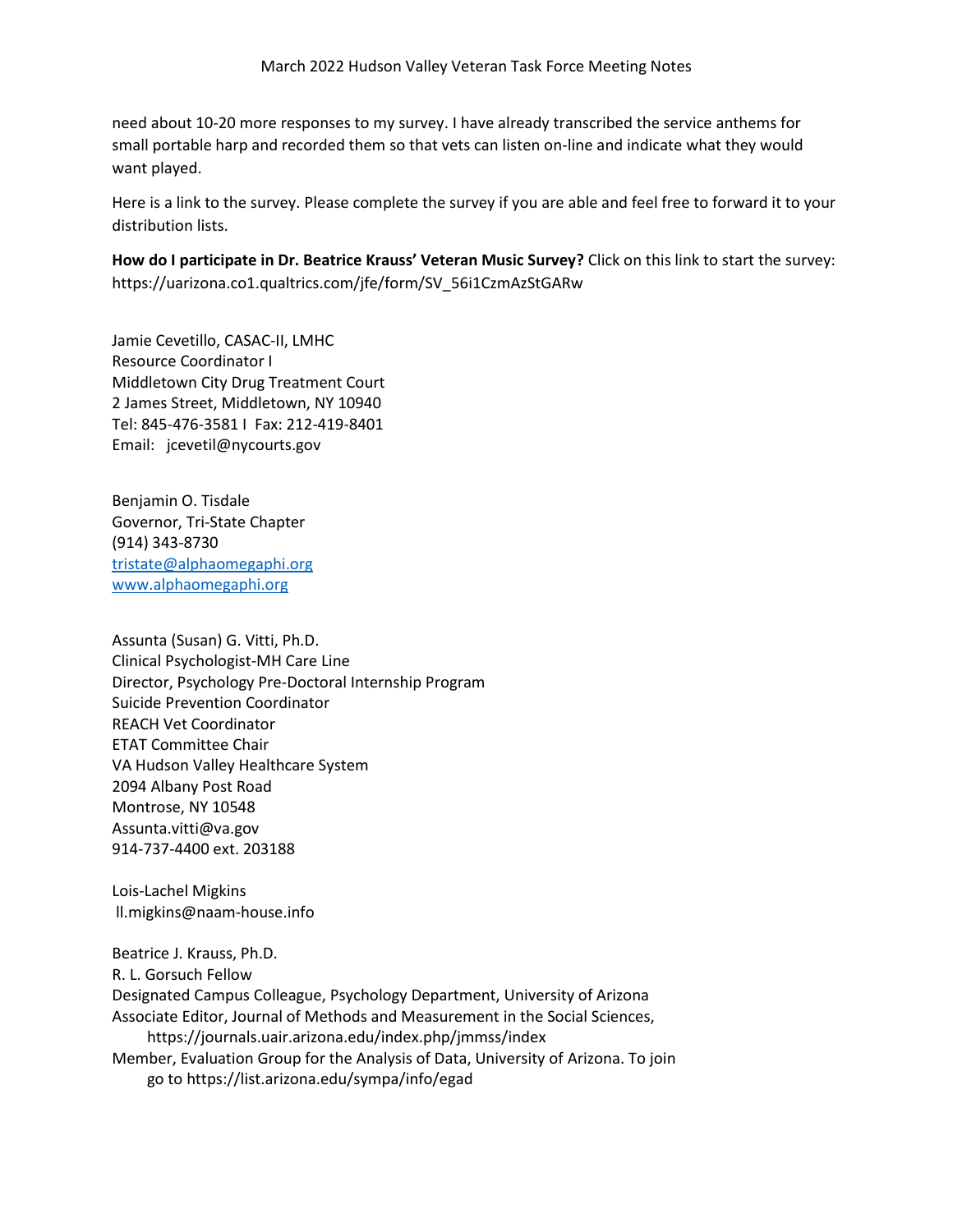need about 10-20 more responses to my survey. I have already transcribed the service anthems for small portable harp and recorded them so that vets can listen on-line and indicate what they would want played.

Here is a link to the survey. Please complete the survey if you are able and feel free to forward it to your distribution lists.

**How do I participate in Dr. Beatrice Krauss' Veteran Music Survey?** Click on this link to start the survey: https://uarizona.co1.qualtrics.com/jfe/form/SV_56i1CzmAzStGARw

Jamie Cevetillo, CASAC-II, LMHC
Resource Coordinator I
Middletown City Drug Treatment Court
2 James Street, Middletown, NY 10940
Tel: 845-476-3581 I Fax: 212-419-8401
Email: jcevetil@nycourts.gov

Benjamin O. Tisdale
Governor, Tri-State Chapter
(914) 343-8730
tristate@alphaomegaphi.org
www.alphaomegaphi.org

Assunta (Susan) G. Vitti, Ph.D.
Clinical Psychologist-MH Care Line
Director, Psychology Pre-Doctoral Internship Program
Suicide Prevention Coordinator
REACH Vet Coordinator
ETAT Committee Chair
VA Hudson Valley Healthcare System
2094 Albany Post Road
Montrose, NY 10548
Assunta.vitti@va.gov
914-737-4400 ext. 203188

Lois-Lachel Migkins
ll.migkins@naam-house.info

Beatrice J. Krauss, Ph.D.
R. L. Gorsuch Fellow
Designated Campus Colleague, Psychology Department, University of Arizona
Associate Editor, Journal of Methods and Measurement in the Social Sciences, https://journals.uair.arizona.edu/index.php/jmmss/index
Member, Evaluation Group for the Analysis of Data, University of Arizona. To join go to https://list.arizona.edu/sympa/info/egad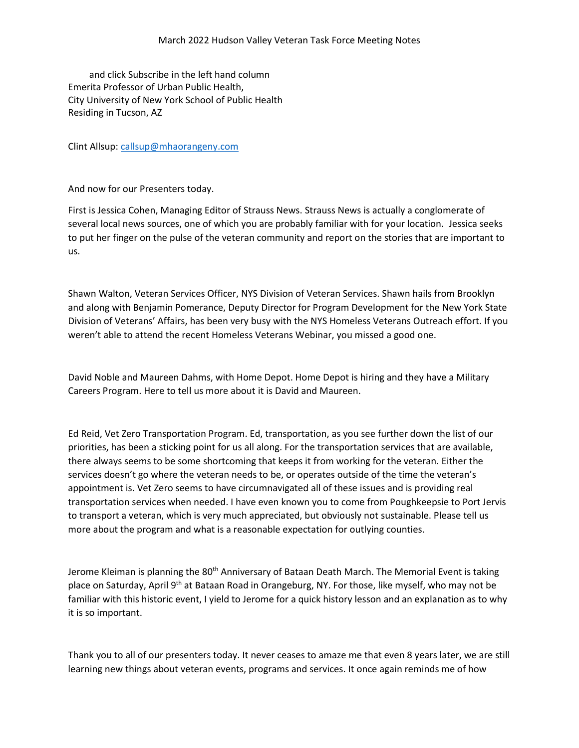and click Subscribe in the left hand column
Emerita Professor of Urban Public Health,
City University of New York School of Public Health
Residing in Tucson, AZ

Clint Allsup: callsup@mhaorangeny.com

And now for our Presenters today.

First is Jessica Cohen, Managing Editor of Strauss News. Strauss News is actually a conglomerate of several local news sources, one of which you are probably familiar with for your location. Jessica seeks to put her finger on the pulse of the veteran community and report on the stories that are important to us.

Shawn Walton, Veteran Services Officer, NYS Division of Veteran Services. Shawn hails from Brooklyn and along with Benjamin Pomerance, Deputy Director for Program Development for the New York State Division of Veterans' Affairs, has been very busy with the NYS Homeless Veterans Outreach effort. If you weren't able to attend the recent Homeless Veterans Webinar, you missed a good one.

David Noble and Maureen Dahms, with Home Depot. Home Depot is hiring and they have a Military Careers Program. Here to tell us more about it is David and Maureen.

Ed Reid, Vet Zero Transportation Program. Ed, transportation, as you see further down the list of our priorities, has been a sticking point for us all along. For the transportation services that are available, there always seems to be some shortcoming that keeps it from working for the veteran. Either the services doesn't go where the veteran needs to be, or operates outside of the time the veteran's appointment is. Vet Zero seems to have circumnavigated all of these issues and is providing real transportation services when needed. I have even known you to come from Poughkeepsie to Port Jervis to transport a veteran, which is very much appreciated, but obviously not sustainable. Please tell us more about the program and what is a reasonable expectation for outlying counties.

Jerome Kleiman is planning the 80th Anniversary of Bataan Death March. The Memorial Event is taking place on Saturday, April 9th at Bataan Road in Orangeburg, NY. For those, like myself, who may not be familiar with this historic event, I yield to Jerome for a quick history lesson and an explanation as to why it is so important.

Thank you to all of our presenters today. It never ceases to amaze me that even 8 years later, we are still learning new things about veteran events, programs and services. It once again reminds me of how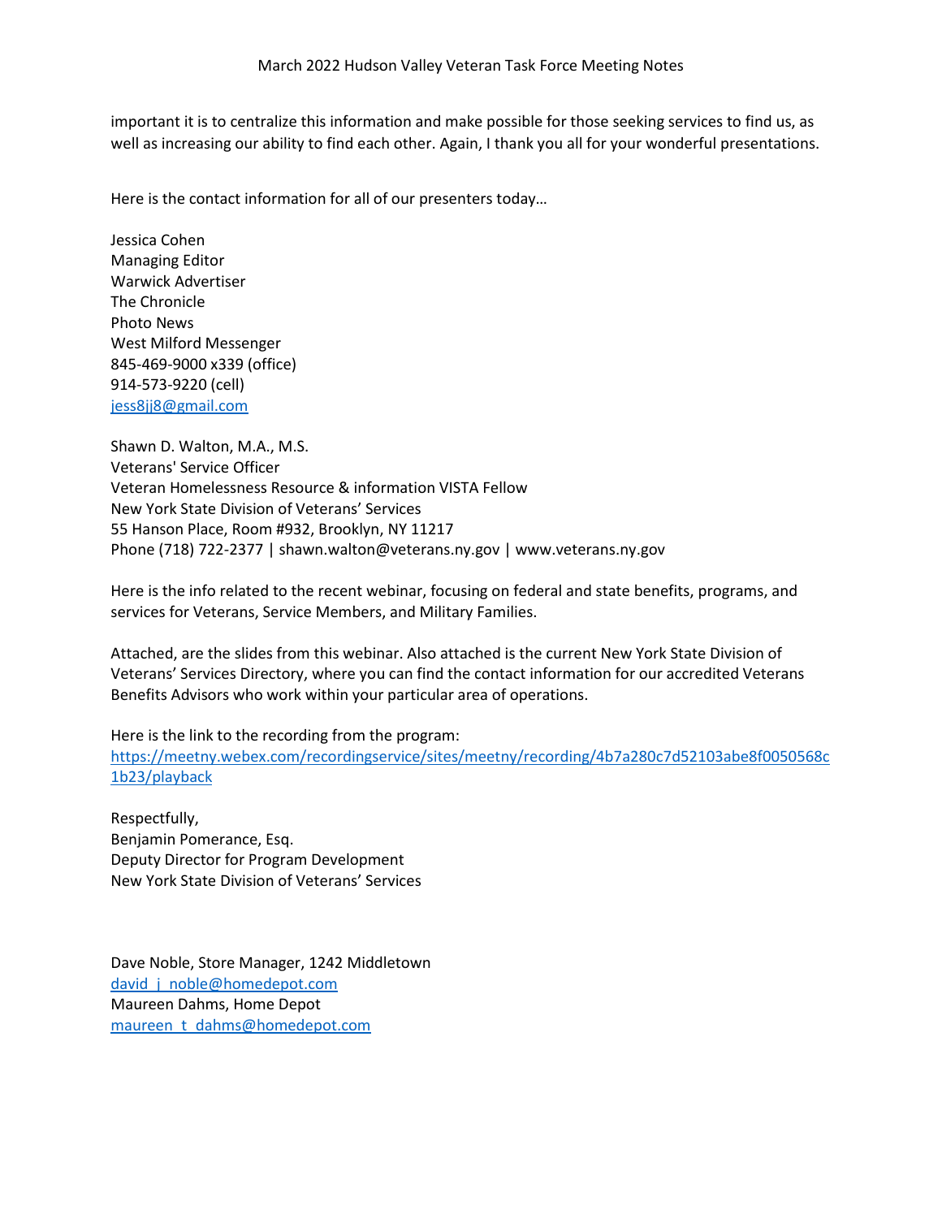important it is to centralize this information and make possible for those seeking services to find us, as well as increasing our ability to find each other. Again, I thank you all for your wonderful presentations.

Here is the contact information for all of our presenters today…

Jessica Cohen
Managing Editor
Warwick Advertiser
The Chronicle
Photo News
West Milford Messenger
845-469-9000 x339 (office)
914-573-9220 (cell)
[jess8jj8@gmail.com](mailto:jess8jj8@gmail.com)

Shawn D. Walton, M.A., M.S.
Veterans' Service Officer
Veteran Homelessness Resource & information VISTA Fellow
New York State Division of Veterans' Services
55 Hanson Place, Room #932, Brooklyn, NY 11217
Phone (718) 722-2377 | shawn.walton@veterans.ny.gov | www.veterans.ny.gov

Here is the info related to the recent webinar, focusing on federal and state benefits, programs, and services for Veterans, Service Members, and Military Families.

Attached, are the slides from this webinar. Also attached is the current New York State Division of Veterans' Services Directory, where you can find the contact information for our accredited Veterans Benefits Advisors who work within your particular area of operations.

Here is the link to the recording from the program:
[https://meetny.webex.com/recordingservice/sites/meetny/recording/4b7a280c7d52103abe8f0050568c1b23/playback](https://meetny.webex.com/recordingservice/sites/meetny/recording/4b7a280c7d52103abe8f0050568c1b23/playback)

Respectfully,
Benjamin Pomerance, Esq.
Deputy Director for Program Development
New York State Division of Veterans' Services

Dave Noble, Store Manager, 1242 Middletown
[david_j_noble@homedepot.com](mailto:david_j_noble@homedepot.com)
Maureen Dahms, Home Depot
[maureen_t_dahms@homedepot.com](mailto:maureen_t_dahms@homedepot.com)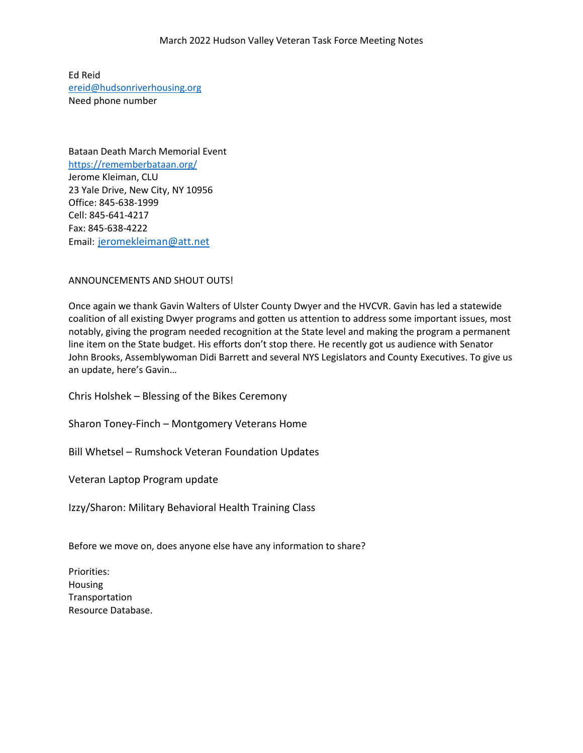Ed Reid
ereid@hudsonriverhousing.org
Need phone number

Bataan Death March Memorial Event
https://rememberbataan.org/
Jerome Kleiman, CLU
23 Yale Drive, New City, NY 10956
Office: 845-638-1999
Cell: 845-641-4217
Fax: 845-638-4222
Email: jeromekleiman@att.net

ANNOUNCEMENTS AND SHOUT OUTS!

Once again we thank Gavin Walters of Ulster County Dwyer and the HVCVR. Gavin has led a statewide coalition of all existing Dwyer programs and gotten us attention to address some important issues, most notably, giving the program needed recognition at the State level and making the program a permanent line item on the State budget. His efforts don't stop there. He recently got us audience with Senator John Brooks, Assemblywoman Didi Barrett and several NYS Legislators and County Executives. To give us an update, here's Gavin…

Chris Holshek – Blessing of the Bikes Ceremony

Sharon Toney-Finch – Montgomery Veterans Home

Bill Whetsel – Rumshock Veteran Foundation Updates

Veteran Laptop Program update

Izzy/Sharon: Military Behavioral Health Training Class

Before we move on, does anyone else have any information to share?

Priorities:
Housing
Transportation
Resource Database.